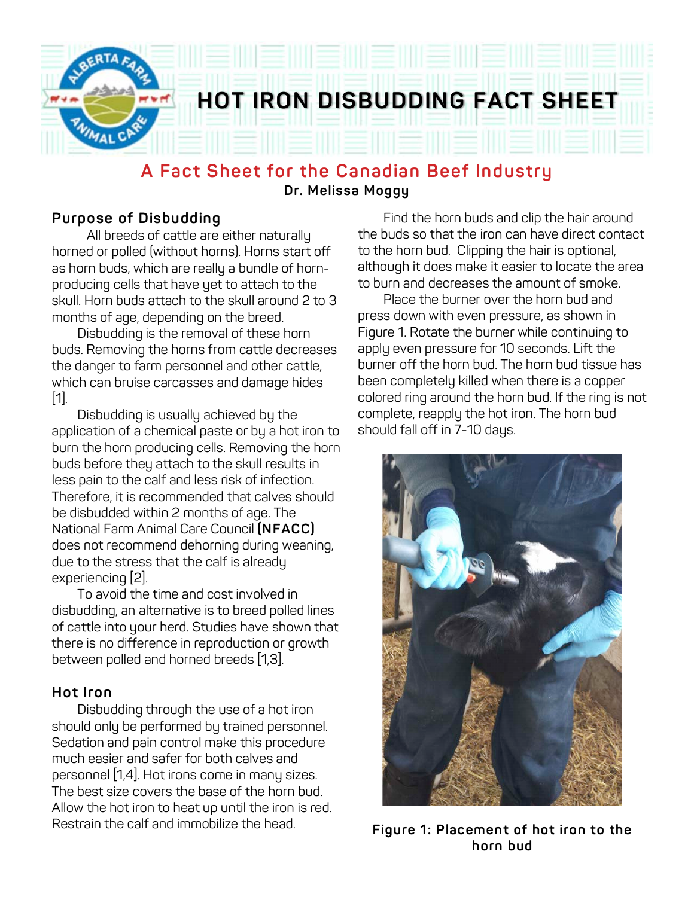# HOT IRON DISBUDDING FACT SHEET

## A Fact Sheet for the Canadian Beef Industry

**Dr. Melissa Moggy**

### Purpose of Disbudding

All breeds of cattle are either naturally horned or polled (without horns). Horns start off as horn buds, which are really a bundle of horn-producing cells that have yet to attach to the skull. Horn buds attach to the skull around 2 to 3 months of age, depending on the breed.

Disbudding is the removal of these horn buds. Removing the horns from cattle decreases the danger to farm personnel and other cattle, which can bruise carcasses and damage hides [1].

Disbudding is usually achieved by the application of a chemical paste or by a hot iron to burn the horn producing cells. Removing the horn buds before they attach to the skull results in less pain to the calf and less risk of infection. Therefore, it is recommended that calves should be disbudded within 2 months of age. The National Farm Animal Care Council **(NFACC)** does not recommend dehorning during weaning, due to the stress that the calf is already experiencing [2].

To avoid the time and cost involved in disbudding, an alternative is to breed polled lines of cattle into your herd. Studies have shown that there is no difference in reproduction or growth between polled and horned breeds [1,3].

### Hot Iron

Disbudding through the use of a hot iron should only be performed by trained personnel. Sedation and pain control make this procedure much easier and safer for both calves and personnel [1,4]. Hot irons come in many sizes. The best size covers the base of the horn bud. Allow the hot iron to heat up until the iron is red. Restrain the calf and immobilize the head.

Find the horn buds and clip the hair around the buds so that the iron can have direct contact to the horn bud. Clipping the hair is optional, although it does make it easier to locate the area to burn and decreases the amount of smoke.

Place the burner over the horn bud and press down with even pressure, as shown in Figure 1. Rotate the burner while continuing to apply even pressure for 10 seconds. Lift the burner off the horn bud. The horn bud tissue has been completely killed when there is a copper colored ring around the horn bud. If the ring is not complete, reapply the hot iron. The horn bud should fall off in 7-10 days.

**Figure 1: Placement of hot iron to the horn bud**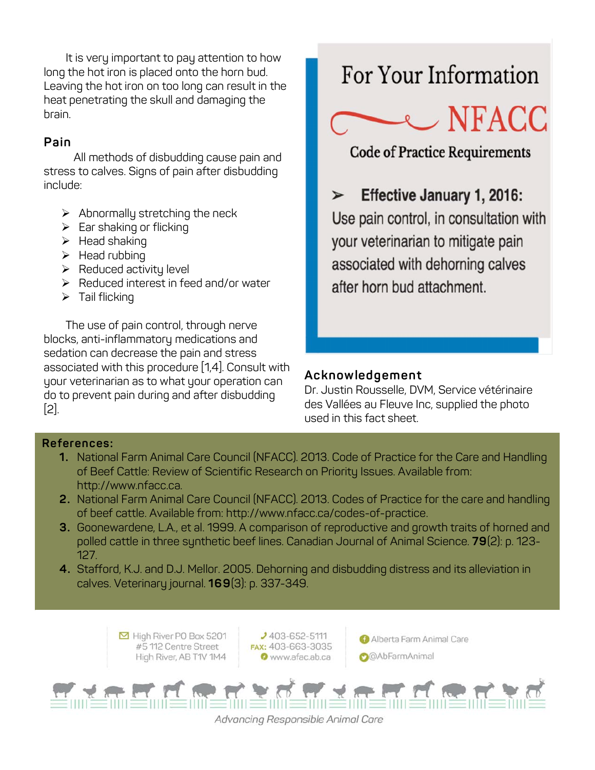It is very important to pay attention to how long the hot iron is placed onto the horn bud. Leaving the hot iron on too long can result in the heat penetrating the skull and damaging the brain.

### Pain

All methods of disbudding cause pain and stress to calves. Signs of pain after disbudding include:

- Abnormally stretching the neck
- Ear shaking or flicking
- Head shaking
- Head rubbing
- Reduced activity level
- Reduced interest in feed and/or water
- Tail flicking

The use of pain control, through nerve blocks, anti-inflammatory medications and sedation can decrease the pain and stress associated with this procedure [1,4]. Consult with your veterinarian as to what your operation can do to prevent pain during and after disbudding [2].

## For Your Information

NFACC

**Code of Practice Requirements**

- **Effective January 1, 2016:** Use pain control, in consultation with your veterinarian to mitigate pain associated with dehorning calves after horn bud attachment.

### Acknowledgement

Dr. Justin Rousselle, DVM, Service vétérinaire des Vallées au Fleuve Inc, supplied the photo used in this fact sheet.

### References:

1. National Farm Animal Care Council (NFACC). 2013. Code of Practice for the Care and Handling of Beef Cattle: Review of Scientific Research on Priority Issues. Available from: http://www.nfacc.ca.
2. National Farm Animal Care Council (NFACC). 2013. Codes of Practice for the care and handling of beef cattle. Available from: http://www.nfacc.ca/codes-of-practice.
3. Goonewardene, L.A., et al. 1999. A comparison of reproductive and growth traits of horned and polled cattle in three synthetic beef lines. Canadian Journal of Animal Science. **79**(2): p. 123-127.
4. Stafford, K.J. and D.J. Mellor. 2005. Dehorning and disbudding distress and its alleviation in calves. Veterinary journal. **169**(3): p. 337-349.

High River PO Box 5201
#5 112 Centre Street
High River, AB T1V 1M4

403-652-5111
FAX: 403-663-3035
www.afac.ab.ca

Alberta Farm Animal Care
@AbFarmAnimal

*Advancing Responsible Animal Care*